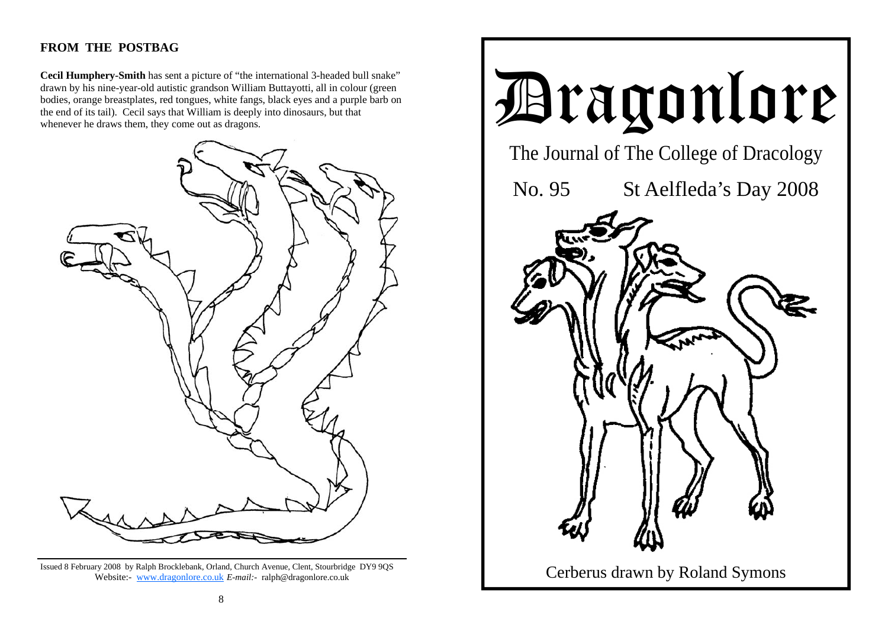## FROM THE POSTBAG

**Cecil Humphery-Smith** has sent a picture of "the international 3-headed bull snake" drawn by his nine-year-old autistic grandson William Buttayotti, all in colour (green bodies, orange breastplates, red tongues, white fangs, black eyes and a purple barb on the end of its tail). Cecil says that William is deeply into dinosaurs, but that whenever he draws them, they come out as dragons.

Issued 8 February 2008 by Ralph Brocklebank, Orland, Church Avenue, Clent, Stourbridge DY9 9QS
Website:- www.dragonlore.co.uk *E-mail:-* ralph@dragonlore.co.uk

# Dragonlore

The Journal of The College of Dracology

No. 95 St Aelfleda's Day 2008

Cerberus drawn by Roland Symons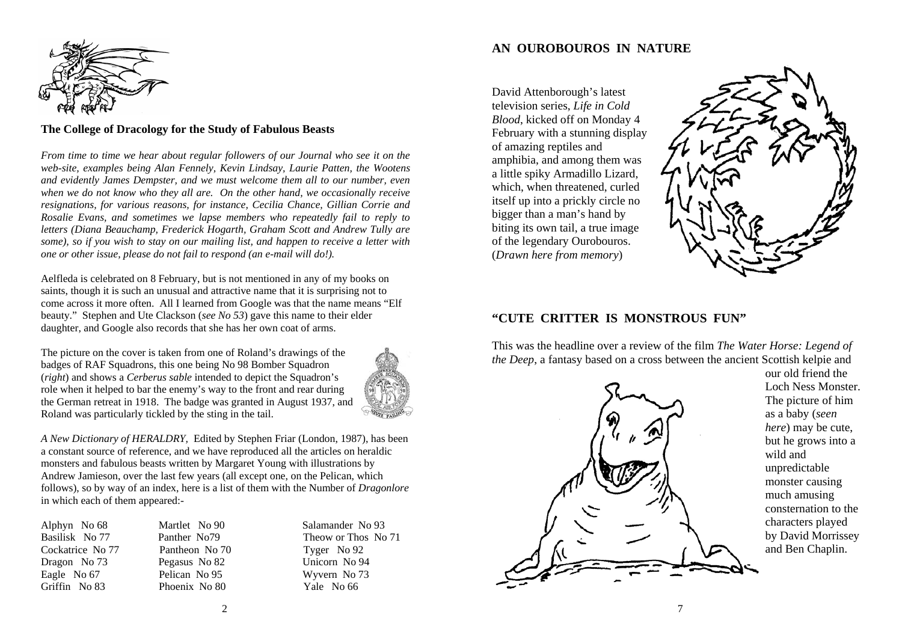## The College of Dracology for the Study of Fabulous Beasts

*From time to time we hear about regular followers of our Journal who see it on the web-site, examples being Alan Fennely, Kevin Lindsay, Laurie Patten, the Wootens and evidently James Dempster, and we must welcome them all to our number, even when we do not know who they all are. On the other hand, we occasionally receive resignations, for various reasons, for instance, Cecilia Chance, Gillian Corrie and Rosalie Evans, and sometimes we lapse members who repeatedly fail to reply to letters (Diana Beauchamp, Frederick Hogarth, Graham Scott and Andrew Tully are some), so if you wish to stay on our mailing list, and happen to receive a letter with one or other issue, please do not fail to respond (an e-mail will do!).*

Aelfleda is celebrated on 8 February, but is not mentioned in any of my books on saints, though it is such an unusual and attractive name that it is surprising not to come across it more often. All I learned from Google was that the name means "Elf beauty." Stephen and Ute Clackson (*see No 53*) gave this name to their elder daughter, and Google also records that she has her own coat of arms.

The picture on the cover is taken from one of Roland's drawings of the badges of RAF Squadrons, this one being No 98 Bomber Squadron (*right*) and shows a *Cerberus sable* intended to depict the Squadron's role when it helped to bar the enemy's way to the front and rear during the German retreat in 1918. The badge was granted in August 1937, and Roland was particularly tickled by the sting in the tail.

*A New Dictionary of HERALDRY,* Edited by Stephen Friar (London, 1987), has been a constant source of reference, and we have reproduced all the articles on heraldic monsters and fabulous beasts written by Margaret Young with illustrations by Andrew Jamieson, over the last few years (all except one, on the Pelican, which follows), so by way of an index, here is a list of them with the Number of *Dragonlore* in which each of them appeared:-

| | | |
|---|---|---|
| Alphyn No 68 | Martlet No 90 | Salamander No 93 |
| Basilisk No 77 | Panther No79 | Theow or Thos No 71 |
| Cockatrice No 77 | Pantheon No 70 | Tyger No 92 |
| Dragon No 73 | Pegasus No 82 | Unicorn No 94 |
| Eagle No 67 | Pelican No 95 | Wyvern No 73 |
| Griffin No 83 | Phoenix No 80 | Yale No 66 |

## AN OUROBOUROS IN NATURE

David Attenborough's latest television series, *Life in Cold Blood*, kicked off on Monday 4 February with a stunning display of amazing reptiles and amphibia, and among them was a little spiky Armadillo Lizard, which, when threatened, curled itself up into a prickly circle no bigger than a man's hand by biting its own tail, a true image of the legendary Ourobouros. (*Drawn here from memory*)

## "CUTE CRITTER IS MONSTROUS FUN"

This was the headline over a review of the film *The Water Horse: Legend of the Deep*, a fantasy based on a cross between the ancient Scottish kelpie and our old friend the Loch Ness Monster. The picture of him as a baby (*seen here*) may be cute, but he grows into a wild and unpredictable monster causing much amusing consternation to the characters played by David Morrissey and Ben Chaplin.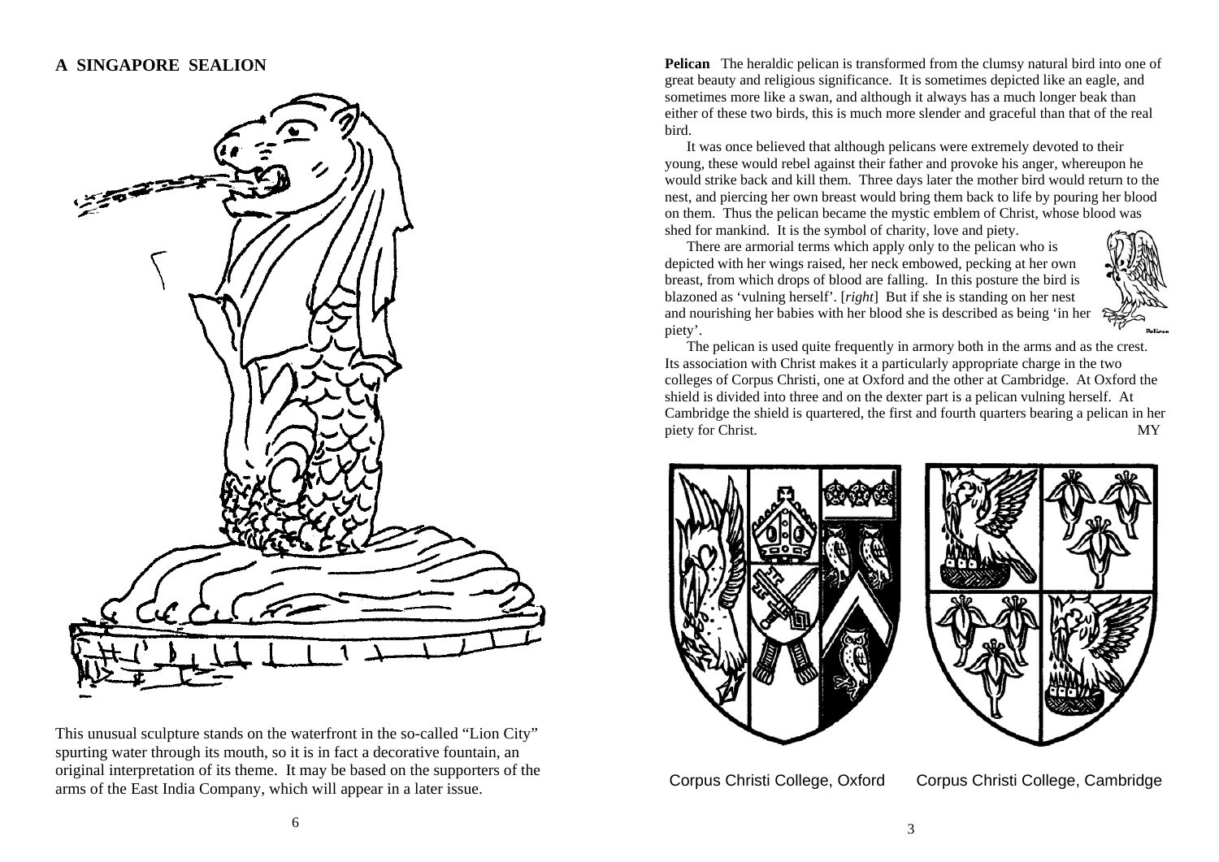## A SINGAPORE SEALION

This unusual sculpture stands on the waterfront in the so-called "Lion City" spurting water through its mouth, so it is in fact a decorative fountain, an original interpretation of its theme. It may be based on the supporters of the arms of the East India Company, which will appear in a later issue.

**Pelican** The heraldic pelican is transformed from the clumsy natural bird into one of great beauty and religious significance. It is sometimes depicted like an eagle, and sometimes more like a swan, and although it always has a much longer beak than either of these two birds, this is much more slender and graceful than that of the real bird.

It was once believed that although pelicans were extremely devoted to their young, these would rebel against their father and provoke his anger, whereupon he would strike back and kill them. Three days later the mother bird would return to the nest, and piercing her own breast would bring them back to life by pouring her blood on them. Thus the pelican became the mystic emblem of Christ, whose blood was shed for mankind. It is the symbol of charity, love and piety.

There are armorial terms which apply only to the pelican who is depicted with her wings raised, her neck embowed, pecking at her own breast, from which drops of blood are falling. In this posture the bird is blazoned as 'vulning herself'. [*right*] But if she is standing on her nest and nourishing her babies with her blood she is described as being 'in her piety'.

Pelican

The pelican is used quite frequently in armory both in the arms and as the crest. Its association with Christ makes it a particularly appropriate charge in the two colleges of Corpus Christi, one at Oxford and the other at Cambridge. At Oxford the shield is divided into three and on the dexter part is a pelican vulning herself. At Cambridge the shield is quartered, the first and fourth quarters bearing a pelican in her piety for Christ. MY

Corpus Christi College, Oxford

Corpus Christi College, Cambridge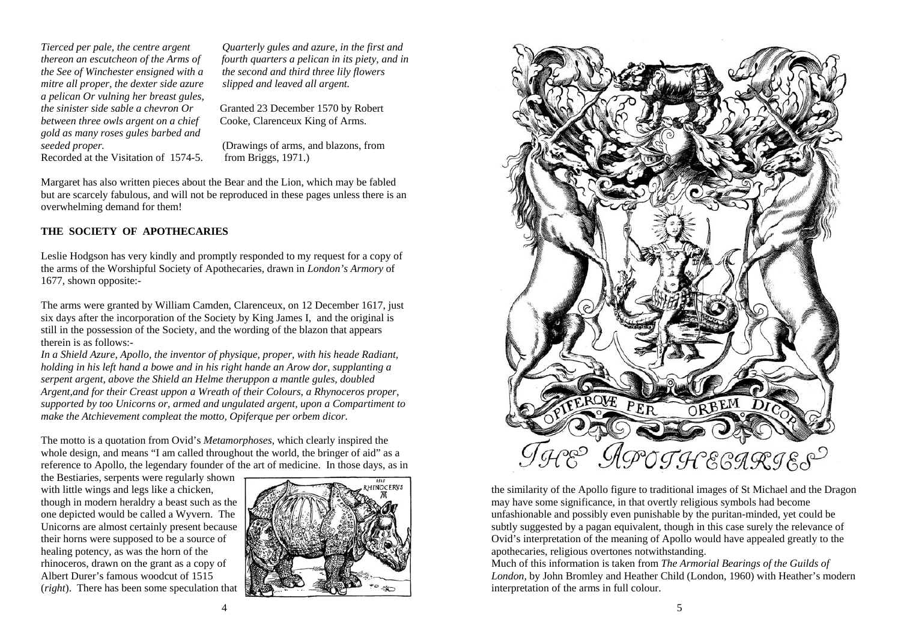*Tierced per pale, the centre argent thereon an escutcheon of the Arms of the See of Winchester ensigned with a mitre all proper, the dexter side azure a pelican Or vulning her breast gules, the sinister side sable a chevron Or between three owls argent on a chief gold as many roses gules barbed and seeded proper.*
Recorded at the Visitation of 1574-5.

*Quarterly gules and azure, in the first and fourth quarters a pelican in its piety, and in the second and third three lily flowers slipped and leaved all argent.*

Granted 23 December 1570 by Robert Cooke, Clarenceux King of Arms.

(Drawings of arms, and blazons, from from Briggs, 1971.)

Margaret has also written pieces about the Bear and the Lion, which may be fabled but are scarcely fabulous, and will not be reproduced in these pages unless there is an overwhelming demand for them!

## THE SOCIETY OF APOTHECARIES

Leslie Hodgson has very kindly and promptly responded to my request for a copy of the arms of the Worshipful Society of Apothecaries, drawn in *London's Armory* of 1677, shown opposite:-

The arms were granted by William Camden, Clarenceux, on 12 December 1617, just six days after the incorporation of the Society by King James I, and the original is still in the possession of the Society, and the wording of the blazon that appears therein is as follows:-
*In a Shield Azure, Apollo, the inventor of physique, proper, with his heade Radiant, holding in his left hand a bowe and in his right hande an Arow dor, supplanting a serpent argent, above the Shield an Helme theruppon a mantle gules, doubled Argent,and for their Creast uppon a Wreath of their Colours, a Rhynoceros proper, supported by too Unicorns or, armed and ungulated argent, upon a Compartiment to make the Atchievement compleat the motto, Opiferque per orbem dicor.*

The motto is a quotation from Ovid's *Metamorphoses*, which clearly inspired the whole design, and means "I am called throughout the world, the bringer of aid" as a reference to Apollo, the legendary founder of the art of medicine. In those days, as in the Bestiaries, serpents were regularly shown with little wings and legs like a chicken, though in modern heraldry a beast such as the one depicted would be called a Wyvern. The Unicorns are almost certainly present because their horns were supposed to be a source of healing potency, as was the horn of the rhinoceros, drawn on the grant as a copy of Albert Durer's famous woodcut of 1515 (*right*). There has been some speculation that the similarity of the Apollo figure to traditional images of St Michael and the Dragon may have some significance, in that overtly religious symbols had become unfashionable and possibly even punishable by the puritan-minded, yet could be subtly suggested by a pagan equivalent, though in this case surely the relevance of Ovid's interpretation of the meaning of Apollo would have appealed greatly to the apothecaries, religious overtones notwithstanding.
Much of this information is taken from *The Armorial Bearings of the Guilds of London*, by John Bromley and Heather Child (London, 1960) with Heather's modern interpretation of the arms in full colour.